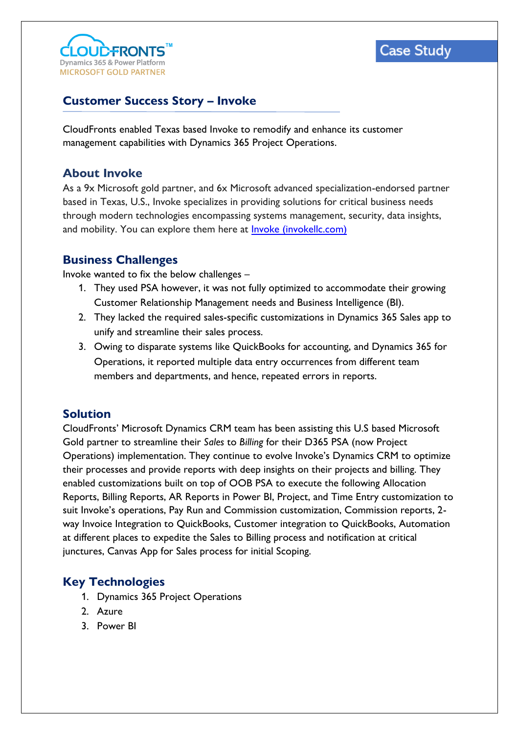CLOUDFRONTS™
Dynamics 365 & Power Platform
MICROSOFT GOLD PARTNER

Case Study

## Customer Success Story – Invoke

CloudFronts enabled Texas based Invoke to remodify and enhance its customer management capabilities with Dynamics 365 Project Operations.

## About Invoke

As a 9x Microsoft gold partner, and 6x Microsoft advanced specialization-endorsed partner based in Texas, U.S., Invoke specializes in providing solutions for critical business needs through modern technologies encompassing systems management, security, data insights, and mobility. You can explore them here at [Invoke (invokellc.com)](invokellc.com)

## Business Challenges

Invoke wanted to fix the below challenges –

1. They used PSA however, it was not fully optimized to accommodate their growing Customer Relationship Management needs and Business Intelligence (BI).
2. They lacked the required sales-specific customizations in Dynamics 365 Sales app to unify and streamline their sales process.
3. Owing to disparate systems like QuickBooks for accounting, and Dynamics 365 for Operations, it reported multiple data entry occurrences from different team members and departments, and hence, repeated errors in reports.

## Solution

CloudFronts' Microsoft Dynamics CRM team has been assisting this U.S based Microsoft Gold partner to streamline their *Sales* to *Billing* for their D365 PSA (now Project Operations) implementation. They continue to evolve Invoke's Dynamics CRM to optimize their processes and provide reports with deep insights on their projects and billing. They enabled customizations built on top of OOB PSA to execute the following Allocation Reports, Billing Reports, AR Reports in Power BI, Project, and Time Entry customization to suit Invoke's operations, Pay Run and Commission customization, Commission reports, 2-way Invoice Integration to QuickBooks, Customer integration to QuickBooks, Automation at different places to expedite the Sales to Billing process and notification at critical junctures, Canvas App for Sales process for initial Scoping.

## Key Technologies

1. Dynamics 365 Project Operations
2. Azure
3. Power BI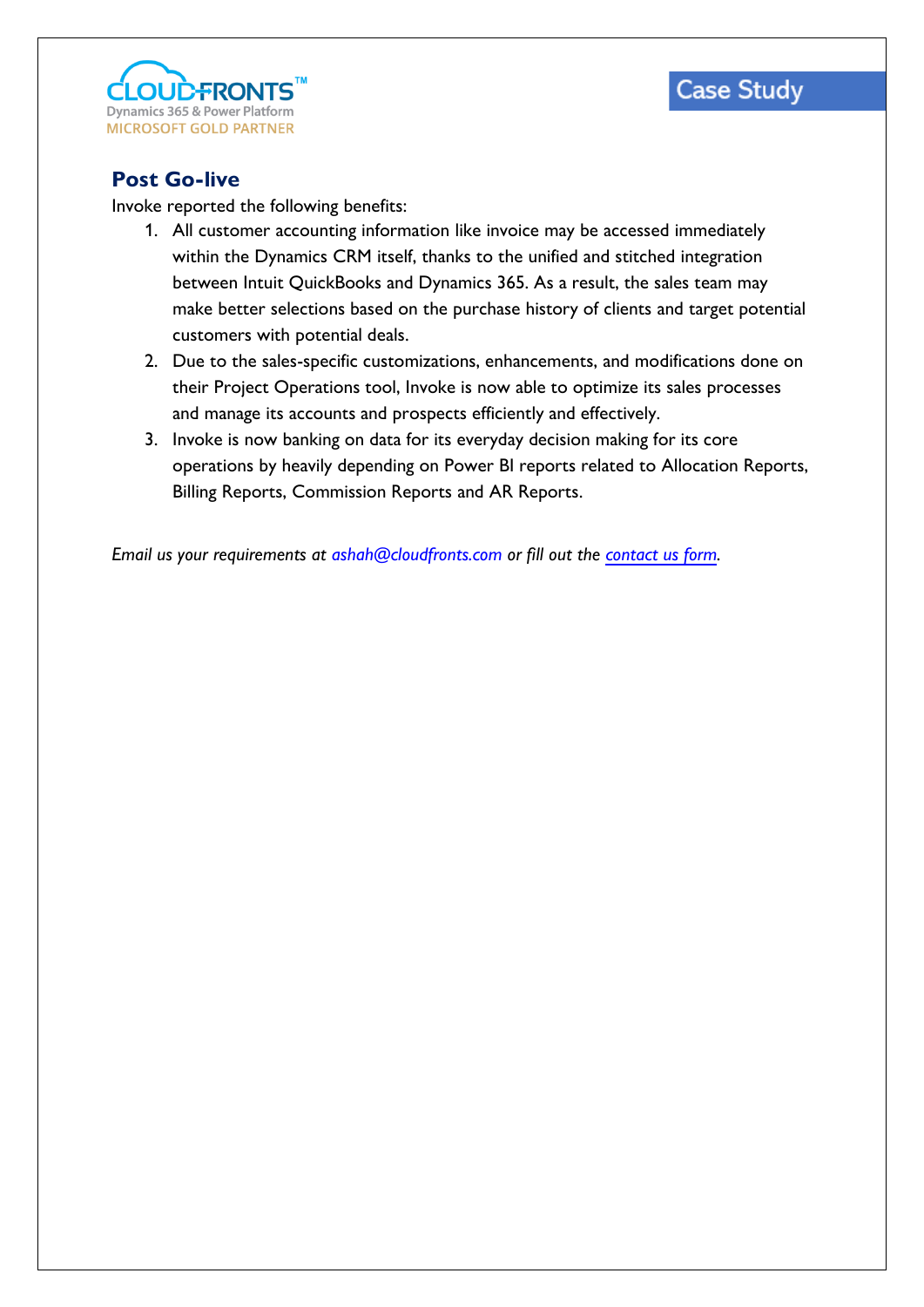## Post Go-live

Invoke reported the following benefits:

1. All customer accounting information like invoice may be accessed immediately within the Dynamics CRM itself, thanks to the unified and stitched integration between Intuit QuickBooks and Dynamics 365. As a result, the sales team may make better selections based on the purchase history of clients and target potential customers with potential deals.
2. Due to the sales-specific customizations, enhancements, and modifications done on their Project Operations tool, Invoke is now able to optimize its sales processes and manage its accounts and prospects efficiently and effectively.
3. Invoke is now banking on data for its everyday decision making for its core operations by heavily depending on Power BI reports related to Allocation Reports, Billing Reports, Commission Reports and AR Reports.

*Email us your requirements at ashah@cloudfronts.com or fill out the contact us form.*